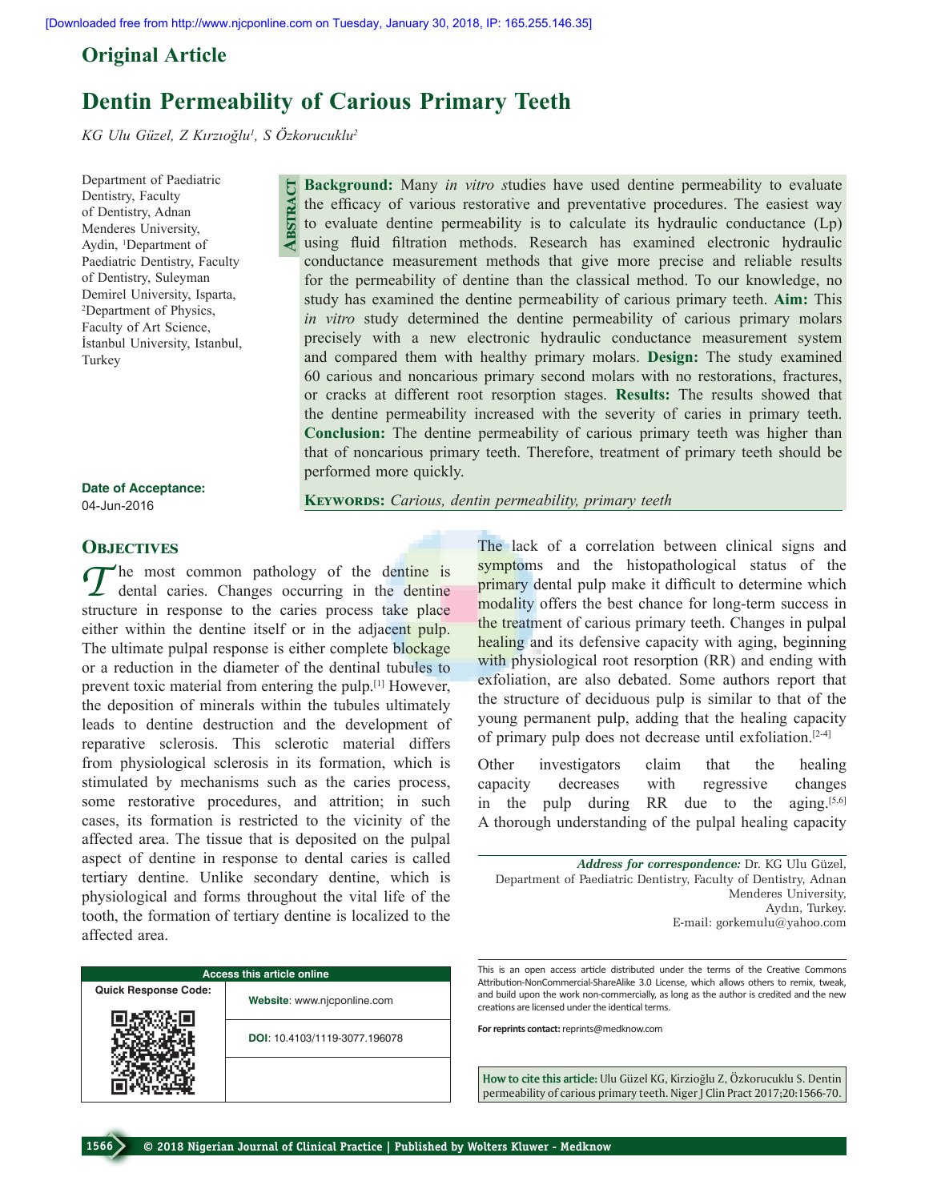Original Article

# Dentin Permeability of Carious Primary Teeth

*KG Ulu Güzel, Z Kırzıoğlu[1], S Özkorucuklu[2]*

Department of Paediatric Dentistry, Faculty of Dentistry, Adnan Menderes University, Aydin, [1]Department of Paediatric Dentistry, Faculty of Dentistry, Suleyman Demirel University, Isparta, [2]Department of Physics, Faculty of Art Science, İstanbul University, Istanbul, Turkey

**Date of Acceptance:**
04-Jun-2016

## Abstract

**Background:** Many *in vitro* studies have used dentine permeability to evaluate the efficacy of various restorative and preventative procedures. The easiest way to evaluate dentine permeability is to calculate its hydraulic conductance (Lp) using fluid filtration methods. Research has examined electronic hydraulic conductance measurement methods that give more precise and reliable results for the permeability of dentine than the classical method. To our knowledge, no study has examined the dentine permeability of carious primary teeth. **Aim:** This *in vitro* study determined the dentine permeability of carious primary molars precisely with a new electronic hydraulic conductance measurement system and compared them with healthy primary molars. **Design:** The study examined 60 carious and noncarious primary second molars with no restorations, fractures, or cracks at different root resorption stages. **Results:** The results showed that the dentine permeability increased with the severity of caries in primary teeth. **Conclusion:** The dentine permeability of carious primary teeth was higher than that of noncarious primary teeth. Therefore, treatment of primary teeth should be performed more quickly.

**Keywords:** *Carious, dentin permeability, primary teeth*

## Objectives

The most common pathology of the dentine is dental caries. Changes occurring in the dentine structure in response to the caries process take place either within the dentine itself or in the adjacent pulp. The ultimate pulpal response is either complete blockage or a reduction in the diameter of the dentinal tubules to prevent toxic material from entering the pulp.[1] However, the deposition of minerals within the tubules ultimately leads to dentine destruction and the development of reparative sclerosis. This sclerotic material differs from physiological sclerosis in its formation, which is stimulated by mechanisms such as the caries process, some restorative procedures, and attrition; in such cases, its formation is restricted to the vicinity of the affected area. The tissue that is deposited on the pulpal aspect of dentine in response to dental caries is called tertiary dentine. Unlike secondary dentine, which is physiological and forms throughout the vital life of the tooth, the formation of tertiary dentine is localized to the affected area.

The lack of a correlation between clinical signs and symptoms and the histopathological status of the primary dental pulp make it difficult to determine which modality offers the best chance for long-term success in the treatment of carious primary teeth. Changes in pulpal healing and its defensive capacity with aging, beginning with physiological root resorption (RR) and ending with exfoliation, are also debated. Some authors report that the structure of deciduous pulp is similar to that of the young permanent pulp, adding that the healing capacity of primary pulp does not decrease until exfoliation.[2-4]

Other investigators claim that the healing capacity decreases with regressive changes in the pulp during RR due to the aging.[5,6] A thorough understanding of the pulpal healing capacity

*Address for correspondence:* Dr. KG Ulu Güzel, Department of Paediatric Dentistry, Faculty of Dentistry, Adnan Menderes University, Aydın, Turkey.
E-mail: gorkemulu@yahoo.com

| Access this article online | |
|---|---|
| Quick Response Code: | Website: www.njcponline.com |
| | DOI: 10.4103/1119-3077.196078 |

This is an open access article distributed under the terms of the Creative Commons Attribution-NonCommercial-ShareAlike 3.0 License, which allows others to remix, tweak, and build upon the work non-commercially, as long as the author is credited and the new creations are licensed under the identical terms.

**For reprints contact:** reprints@medknow.com

**How to cite this article:** Ulu Güzel KG, Kirzioğlu Z, Özkorucuklu S. Dentin permeability of carious primary teeth. Niger J Clin Pract 2017;20:1566-70.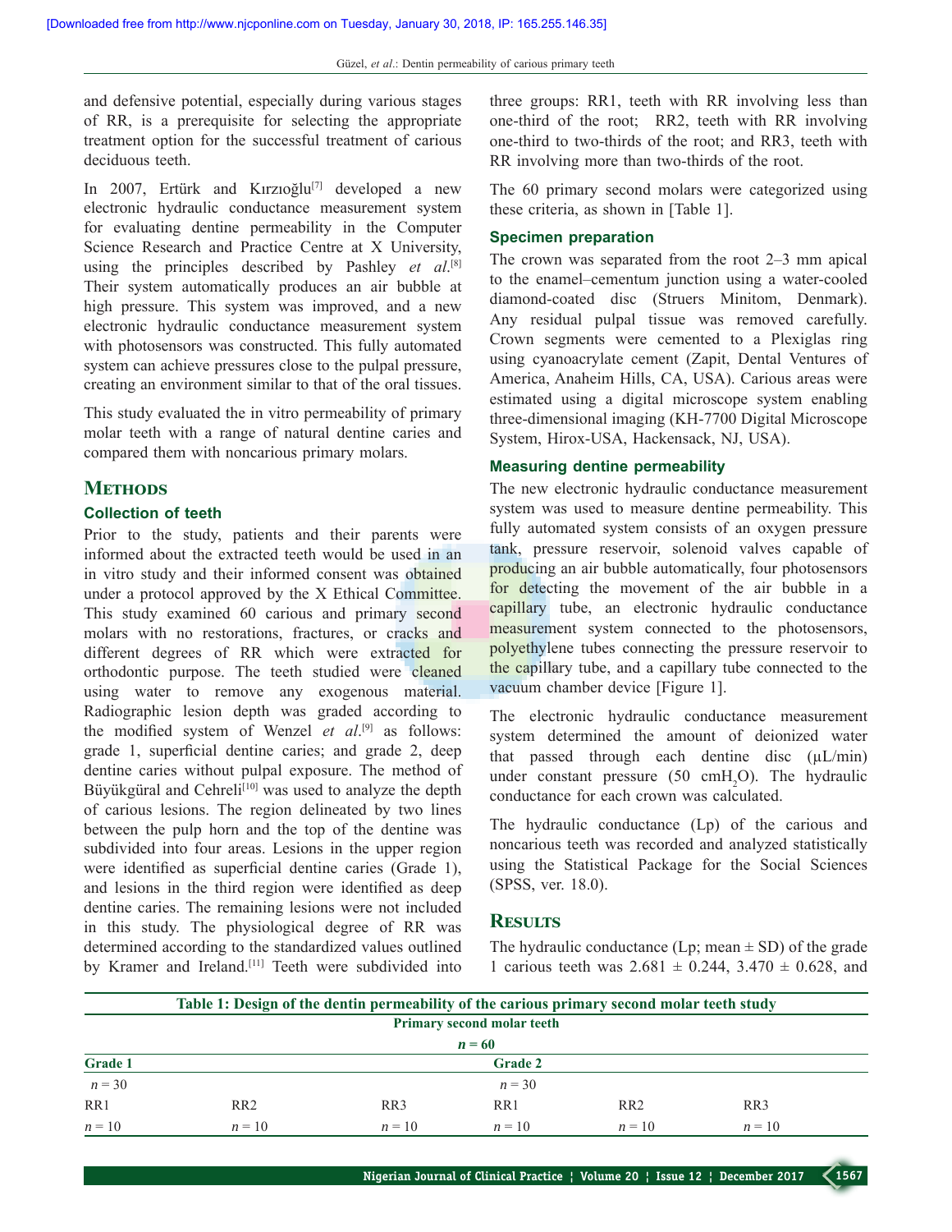and defensive potential, especially during various stages of RR, is a prerequisite for selecting the appropriate treatment option for the successful treatment of carious deciduous teeth.

In 2007, Ertürk and Kırzıoğlu[7] developed a new electronic hydraulic conductance measurement system for evaluating dentine permeability in the Computer Science Research and Practice Centre at X University, using the principles described by Pashley *et al*.[8] Their system automatically produces an air bubble at high pressure. This system was improved, and a new electronic hydraulic conductance measurement system with photosensors was constructed. This fully automated system can achieve pressures close to the pulpal pressure, creating an environment similar to that of the oral tissues.

This study evaluated the in vitro permeability of primary molar teeth with a range of natural dentine caries and compared them with noncarious primary molars.

## Methods

### Collection of teeth

Prior to the study, patients and their parents were informed about the extracted teeth would be used in an in vitro study and their informed consent was obtained under a protocol approved by the X Ethical Committee. This study examined 60 carious and primary second molars with no restorations, fractures, or cracks and different degrees of RR which were extracted for orthodontic purpose. The teeth studied were cleaned using water to remove any exogenous material. Radiographic lesion depth was graded according to the modified system of Wenzel *et al*.[9] as follows: grade 1, superficial dentine caries; and grade 2, deep dentine caries without pulpal exposure. The method of Büyükgüral and Cehreli[10] was used to analyze the depth of carious lesions. The region delineated by two lines between the pulp horn and the top of the dentine was subdivided into four areas. Lesions in the upper region were identified as superficial dentine caries (Grade 1), and lesions in the third region were identified as deep dentine caries. The remaining lesions were not included in this study. The physiological degree of RR was determined according to the standardized values outlined by Kramer and Ireland.[11] Teeth were subdivided into three groups: RR1, teeth with RR involving less than one-third of the root; RR2, teeth with RR involving one-third to two-thirds of the root; and RR3, teeth with RR involving more than two-thirds of the root.

The 60 primary second molars were categorized using these criteria, as shown in [Table 1].

### Specimen preparation

The crown was separated from the root 2–3 mm apical to the enamel–cementum junction using a water-cooled diamond-coated disc (Struers Minitom, Denmark). Any residual pulpal tissue was removed carefully. Crown segments were cemented to a Plexiglas ring using cyanoacrylate cement (Zapit, Dental Ventures of America, Anaheim Hills, CA, USA). Carious areas were estimated using a digital microscope system enabling three-dimensional imaging (KH-7700 Digital Microscope System, Hirox-USA, Hackensack, NJ, USA).

### Measuring dentine permeability

The new electronic hydraulic conductance measurement system was used to measure dentine permeability. This fully automated system consists of an oxygen pressure tank, pressure reservoir, solenoid valves capable of producing an air bubble automatically, four photosensors for detecting the movement of the air bubble in a capillary tube, an electronic hydraulic conductance measurement system connected to the photosensors, polyethylene tubes connecting the pressure reservoir to the capillary tube, and a capillary tube connected to the vacuum chamber device [Figure 1].

The electronic hydraulic conductance measurement system determined the amount of deionized water that passed through each dentine disc (μL/min) under constant pressure (50 cm$H_2O$). The hydraulic conductance for each crown was calculated.

The hydraulic conductance (Lp) of the carious and noncarious teeth was recorded and analyzed statistically using the Statistical Package for the Social Sciences (SPSS, ver. 18.0).

## Results

The hydraulic conductance (Lp; mean ± SD) of the grade 1 carious teeth was 2.681 ± 0.244, 3.470 ± 0.628, and

**Table 1: Design of the dentin permeability of the carious primary second molar teeth study**

| Primary second molar teeth | | | | | |
|---|---|---|---|---|---|
| *n* = 60 | | | | | |
| Grade 1 | | | Grade 2 | | |
| *n* = 30 | | | *n* = 30 | | |
| RR1 | RR2 | RR3 | RR1 | RR2 | RR3 |
| *n* = 10 | *n* = 10 | *n* = 10 | *n* = 10 | *n* = 10 | *n* = 10 |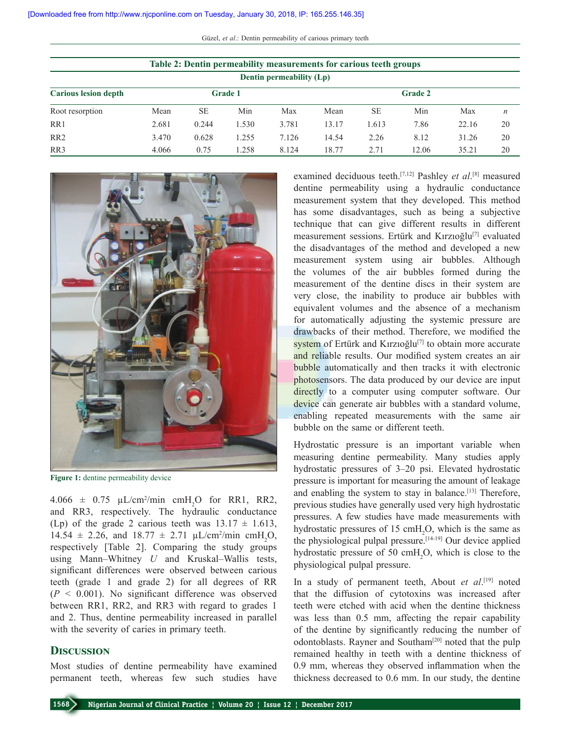**Table 2: Dentin permeability measurements for carious teeth groups**

| Carious lesion depth | Dentin permeability (Lp) | | | | | | | | |
|---|---|---|---|---|---|---|---|---|---|
| | Grade 1 | | | | Grade 2 | | | | |
| Root resorption | Mean | SE | Min | Max | Mean | SE | Min | Max | $n$ |
| RR1 | 2.681 | 0.244 | 1.530 | 3.781 | 13.17 | 1.613 | 7.86 | 22.16 | 20 |
| RR2 | 3.470 | 0.628 | 1.255 | 7.126 | 14.54 | 2.26 | 8.12 | 31.26 | 20 |
| RR3 | 4.066 | 0.75 | 1.258 | 8.124 | 18.77 | 2.71 | 12.06 | 35.21 | 20 |

**Figure 1:** dentine permeability device

4.066 ± 0.75 μL/cm²/min $cmH_2O$ for RR1, RR2, and RR3, respectively. The hydraulic conductance (Lp) of the grade 2 carious teeth was 13.17 ± 1.613, 14.54 ± 2.26, and 18.77 ± 2.71 μL/cm²/min $cmH_2O$, respectively [Table 2]. Comparing the study groups using Mann–Whitney *U* and Kruskal–Wallis tests, significant differences were observed between carious teeth (grade 1 and grade 2) for all degrees of RR ($P < 0.001$). No significant difference was observed between RR1, RR2, and RR3 with regard to grades 1 and 2. Thus, dentine permeability increased in parallel with the severity of caries in primary teeth.

## Discussion

Most studies of dentine permeability have examined permanent teeth, whereas few such studies have examined deciduous teeth.[7,12] Pashley *et al*.[8] measured dentine permeability using a hydraulic conductance measurement system that they developed. This method has some disadvantages, such as being a subjective technique that can give different results in different measurement sessions. Ertürk and Kırzıoğlu[7] evaluated the disadvantages of the method and developed a new measurement system using air bubbles. Although the volumes of the air bubbles formed during the measurement of the dentine discs in their system are very close, the inability to produce air bubbles with equivalent volumes and the absence of a mechanism for automatically adjusting the systemic pressure are drawbacks of their method. Therefore, we modified the system of Ertürk and Kırzıoğlu[7] to obtain more accurate and reliable results. Our modified system creates an air bubble automatically and then tracks it with electronic photosensors. The data produced by our device are input directly to a computer using computer software. Our device can generate air bubbles with a standard volume, enabling repeated measurements with the same air bubble on the same or different teeth.

Hydrostatic pressure is an important variable when measuring dentine permeability. Many studies apply hydrostatic pressures of 3–20 psi. Elevated hydrostatic pressure is important for measuring the amount of leakage and enabling the system to stay in balance.[13] Therefore, previous studies have generally used very high hydrostatic pressures. A few studies have made measurements with hydrostatic pressures of 15 $cmH_2O$, which is the same as the physiological pulpal pressure.[14-19] Our device applied hydrostatic pressure of 50 $cmH_2O$, which is close to the physiological pulpal pressure.

In a study of permanent teeth, About *et al*.[19] noted that the diffusion of cytotoxins was increased after teeth were etched with acid when the dentine thickness was less than 0.5 mm, affecting the repair capability of the dentine by significantly reducing the number of odontoblasts. Rayner and Southam[20] noted that the pulp remained healthy in teeth with a dentine thickness of 0.9 mm, whereas they observed inflammation when the thickness decreased to 0.6 mm. In our study, the dentine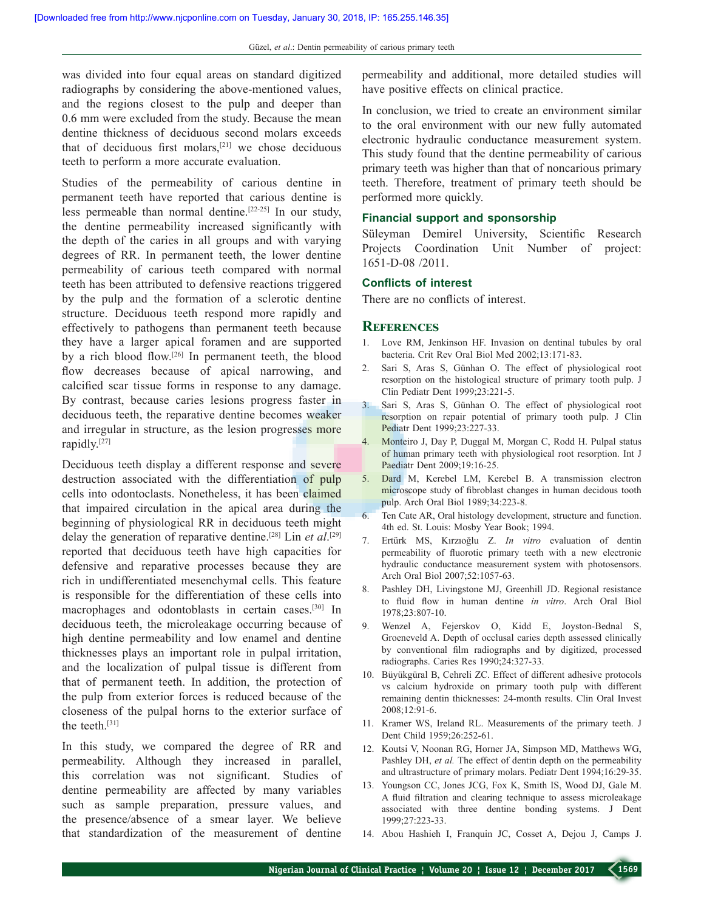was divided into four equal areas on standard digitized radiographs by considering the above-mentioned values, and the regions closest to the pulp and deeper than 0.6 mm were excluded from the study. Because the mean dentine thickness of deciduous second molars exceeds that of deciduous first molars,[21] we chose deciduous teeth to perform a more accurate evaluation.

Studies of the permeability of carious dentine in permanent teeth have reported that carious dentine is less permeable than normal dentine.[22-25] In our study, the dentine permeability increased significantly with the depth of the caries in all groups and with varying degrees of RR. In permanent teeth, the lower dentine permeability of carious teeth compared with normal teeth has been attributed to defensive reactions triggered by the pulp and the formation of a sclerotic dentine structure. Deciduous teeth respond more rapidly and effectively to pathogens than permanent teeth because they have a larger apical foramen and are supported by a rich blood flow.[26] In permanent teeth, the blood flow decreases because of apical narrowing, and calcified scar tissue forms in response to any damage. By contrast, because caries lesions progress faster in deciduous teeth, the reparative dentine becomes weaker and irregular in structure, as the lesion progresses more rapidly.[27]

Deciduous teeth display a different response and severe destruction associated with the differentiation of pulp cells into odontoclasts. Nonetheless, it has been claimed that impaired circulation in the apical area during the beginning of physiological RR in deciduous teeth might delay the generation of reparative dentine.[28] Lin *et al*.[29] reported that deciduous teeth have high capacities for defensive and reparative processes because they are rich in undifferentiated mesenchymal cells. This feature is responsible for the differentiation of these cells into macrophages and odontoblasts in certain cases.[30] In deciduous teeth, the microleakage occurring because of high dentine permeability and low enamel and dentine thicknesses plays an important role in pulpal irritation, and the localization of pulpal tissue is different from that of permanent teeth. In addition, the protection of the pulp from exterior forces is reduced because of the closeness of the pulpal horns to the exterior surface of the teeth.[31]

In this study, we compared the degree of RR and permeability. Although they increased in parallel, this correlation was not significant. Studies of dentine permeability are affected by many variables such as sample preparation, pressure values, and the presence/absence of a smear layer. We believe that standardization of the measurement of dentine permeability and additional, more detailed studies will have positive effects on clinical practice.

In conclusion, we tried to create an environment similar to the oral environment with our new fully automated electronic hydraulic conductance measurement system. This study found that the dentine permeability of carious primary teeth was higher than that of noncarious primary teeth. Therefore, treatment of primary teeth should be performed more quickly.

### Financial support and sponsorship

Süleyman Demirel University, Scientific Research Projects Coordination Unit Number of project: 1651-D-08 /2011.

### Conflicts of interest

There are no conflicts of interest.

## References

1. Love RM, Jenkinson HF. Invasion on dentinal tubules by oral bacteria. Crit Rev Oral Biol Med 2002;13:171-83.
2. Sari S, Aras S, Günhan O. The effect of physiological root resorption on the histological structure of primary tooth pulp. J Clin Pediatr Dent 1999;23:221-5.
3. Sari S, Aras S, Günhan O. The effect of physiological root resorption on repair potential of primary tooth pulp. J Clin Pediatr Dent 1999;23:227-33.
4. Monteiro J, Day P, Duggal M, Morgan C, Rodd H. Pulpal status of human primary teeth with physiological root resorption. Int J Paediatr Dent 2009;19:16-25.
5. Dard M, Kerebel LM, Kerebel B. A transmission electron microscope study of fibroblast changes in human decidous tooth pulp. Arch Oral Biol 1989;34:223-8.
6. Ten Cate AR, Oral histology development, structure and function. 4th ed. St. Louis: Mosby Year Book; 1994.
7. Ertürk MS, Kırzıoğlu Z. *In vitro* evaluation of dentin permeability of fluorotic primary teeth with a new electronic hydraulic conductance measurement system with photosensors. Arch Oral Biol 2007;52:1057-63.
8. Pashley DH, Livingstone MJ, Greenhill JD. Regional resistance to fluid flow in human dentine *in vitro*. Arch Oral Biol 1978;23:807-10.
9. Wenzel A, Fejerskov O, Kidd E, Joyston-Bednal S, Groeneveld A. Depth of occlusal caries depth assessed clinically by conventional film radiographs and by digitized, processed radiographs. Caries Res 1990;24:327-33.
10. Büyükgüral B, Cehreli ZC. Effect of different adhesive protocols vs calcium hydroxide on primary tooth pulp with different remaining dentin thicknesses: 24-month results. Clin Oral Invest 2008;12:91-6.
11. Kramer WS, Ireland RL. Measurements of the primary teeth. J Dent Child 1959;26:252-61.
12. Koutsi V, Noonan RG, Horner JA, Simpson MD, Matthews WG, Pashley DH, *et al.* The effect of dentin depth on the permeability and ultrastructure of primary molars. Pediatr Dent 1994;16:29-35.
13. Youngson CC, Jones JCG, Fox K, Smith IS, Wood DJ, Gale M. A fluid filtration and clearing technique to assess microleakage associated with three dentine bonding systems. J Dent 1999;27:223-33.
14. Abou Hashieh I, Franquin JC, Cosset A, Dejou J, Camps J.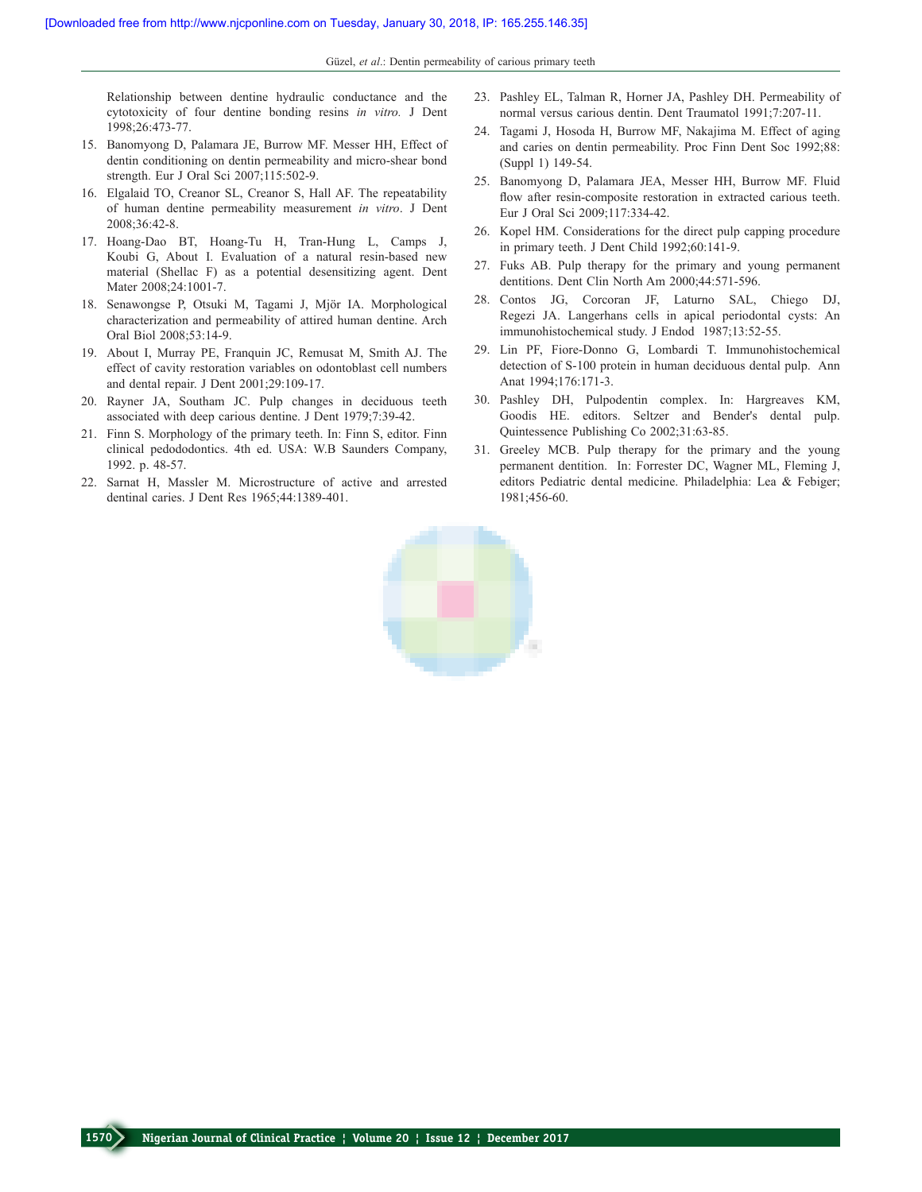Relationship between dentine hydraulic conductance and the cytotoxicity of four dentine bonding resins *in vitro.* J Dent 1998;26:473-77.

15. Banomyong D, Palamara JE, Burrow MF. Messer HH, Effect of dentin conditioning on dentin permeability and micro-shear bond strength. Eur J Oral Sci 2007;115:502-9.
16. Elgalaid TO, Creanor SL, Creanor S, Hall AF. The repeatability of human dentine permeability measurement *in vitro*. J Dent 2008;36:42-8.
17. Hoang-Dao BT, Hoang-Tu H, Tran-Hung L, Camps J, Koubi G, About I. Evaluation of a natural resin-based new material (Shellac F) as a potential desensitizing agent. Dent Mater 2008;24:1001-7.
18. Senawongse P, Otsuki M, Tagami J, Mjör IA. Morphological characterization and permeability of attired human dentine. Arch Oral Biol 2008;53:14-9.
19. About I, Murray PE, Franquin JC, Remusat M, Smith AJ. The effect of cavity restoration variables on odontoblast cell numbers and dental repair. J Dent 2001;29:109-17.
20. Rayner JA, Southam JC. Pulp changes in deciduous teeth associated with deep carious dentine. J Dent 1979;7:39-42.
21. Finn S. Morphology of the primary teeth. In: Finn S, editor. Finn clinical pedododontics. 4th ed. USA: W.B Saunders Company, 1992. p. 48-57.
22. Sarnat H, Massler M. Microstructure of active and arrested dentinal caries. J Dent Res 1965;44:1389-401.
23. Pashley EL, Talman R, Horner JA, Pashley DH. Permeability of normal versus carious dentin. Dent Traumatol 1991;7:207-11.
24. Tagami J, Hosoda H, Burrow MF, Nakajima M. Effect of aging and caries on dentin permeability. Proc Finn Dent Soc 1992;88:(Suppl 1) 149-54.
25. Banomyong D, Palamara JEA, Messer HH, Burrow MF. Fluid flow after resin-composite restoration in extracted carious teeth. Eur J Oral Sci 2009;117:334-42.
26. Kopel HM. Considerations for the direct pulp capping procedure in primary teeth. J Dent Child 1992;60:141-9.
27. Fuks AB. Pulp therapy for the primary and young permanent dentitions. Dent Clin North Am 2000;44:571-596.
28. Contos JG, Corcoran JF, Laturno SAL, Chiego DJ, Regezi JA. Langerhans cells in apical periodontal cysts: An immunohistochemical study. J Endod 1987;13:52-55.
29. Lin PF, Fiore-Donno G, Lombardi T. Immunohistochemical detection of S-100 protein in human deciduous dental pulp. Ann Anat 1994;176:171-3.
30. Pashley DH, Pulpodentin complex. In: Hargreaves KM, Goodis HE. editors. Seltzer and Bender's dental pulp. Quintessence Publishing Co 2002;31:63-85.
31. Greeley MCB. Pulp therapy for the primary and the young permanent dentition. In: Forrester DC, Wagner ML, Fleming J, editors Pediatric dental medicine. Philadelphia: Lea & Febiger; 1981;456-60.